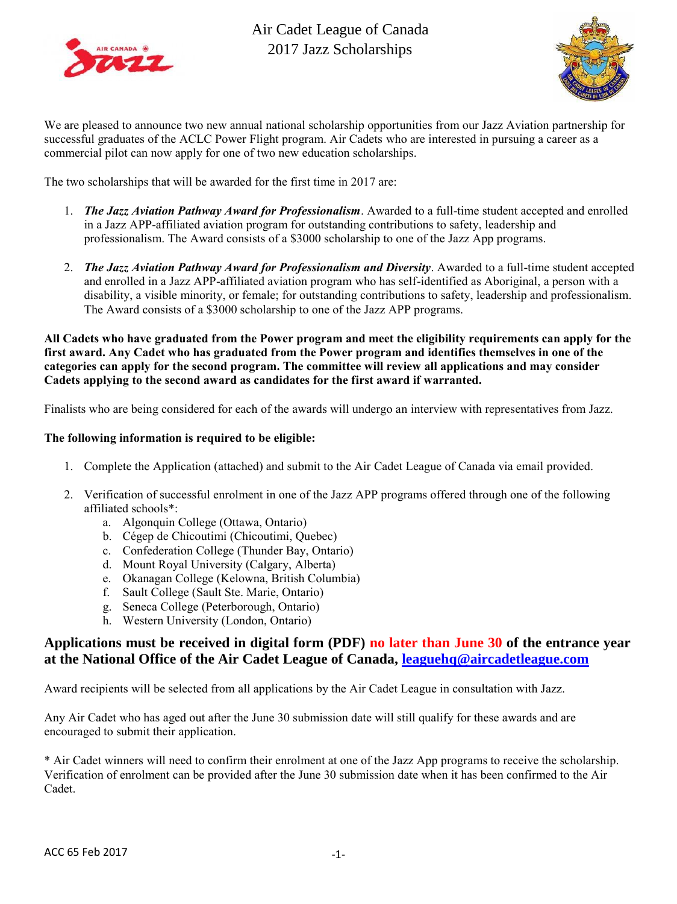# Air Cadet League of Canada
## 2017 Jazz Scholarships

We are pleased to announce two new annual national scholarship opportunities from our Jazz Aviation partnership for successful graduates of the ACLC Power Flight program. Air Cadets who are interested in pursuing a career as a commercial pilot can now apply for one of two new education scholarships.

The two scholarships that will be awarded for the first time in 2017 are:

1. ***The Jazz Aviation Pathway Award for Professionalism***. Awarded to a full-time student accepted and enrolled in a Jazz APP-affiliated aviation program for outstanding contributions to safety, leadership and professionalism. The Award consists of a $3000 scholarship to one of the Jazz App programs.

2. ***The Jazz Aviation Pathway Award for Professionalism and Diversity***. Awarded to a full-time student accepted and enrolled in a Jazz APP-affiliated aviation program who has self-identified as Aboriginal, a person with a disability, a visible minority, or female; for outstanding contributions to safety, leadership and professionalism. The Award consists of a $3000 scholarship to one of the Jazz APP programs.

**All Cadets who have graduated from the Power program and meet the eligibility requirements can apply for the first award. Any Cadet who has graduated from the Power program and identifies themselves in one of the categories can apply for the second program. The committee will review all applications and may consider Cadets applying to the second award as candidates for the first award if warranted.**

Finalists who are being considered for each of the awards will undergo an interview with representatives from Jazz.

**The following information is required to be eligible:**

1. Complete the Application (attached) and submit to the Air Cadet League of Canada via email provided.

2. Verification of successful enrolment in one of the Jazz APP programs offered through one of the following affiliated schools*:
   a. Algonquin College (Ottawa, Ontario)
   b. Cégep de Chicoutimi (Chicoutimi, Quebec)
   c. Confederation College (Thunder Bay, Ontario)
   d. Mount Royal University (Calgary, Alberta)
   e. Okanagan College (Kelowna, British Columbia)
   f. Sault College (Sault Ste. Marie, Ontario)
   g. Seneca College (Peterborough, Ontario)
   h. Western University (London, Ontario)

**Applications must be received in digital form (PDF) no later than June 30 of the entrance year at the National Office of the Air Cadet League of Canada, leaguehq@aircadetleague.com**

Award recipients will be selected from all applications by the Air Cadet League in consultation with Jazz.

Any Air Cadet who has aged out after the June 30 submission date will still qualify for these awards and are encouraged to submit their application.

\* Air Cadet winners will need to confirm their enrolment at one of the Jazz App programs to receive the scholarship. Verification of enrolment can be provided after the June 30 submission date when it has been confirmed to the Air Cadet.

ACC 65 Feb 2017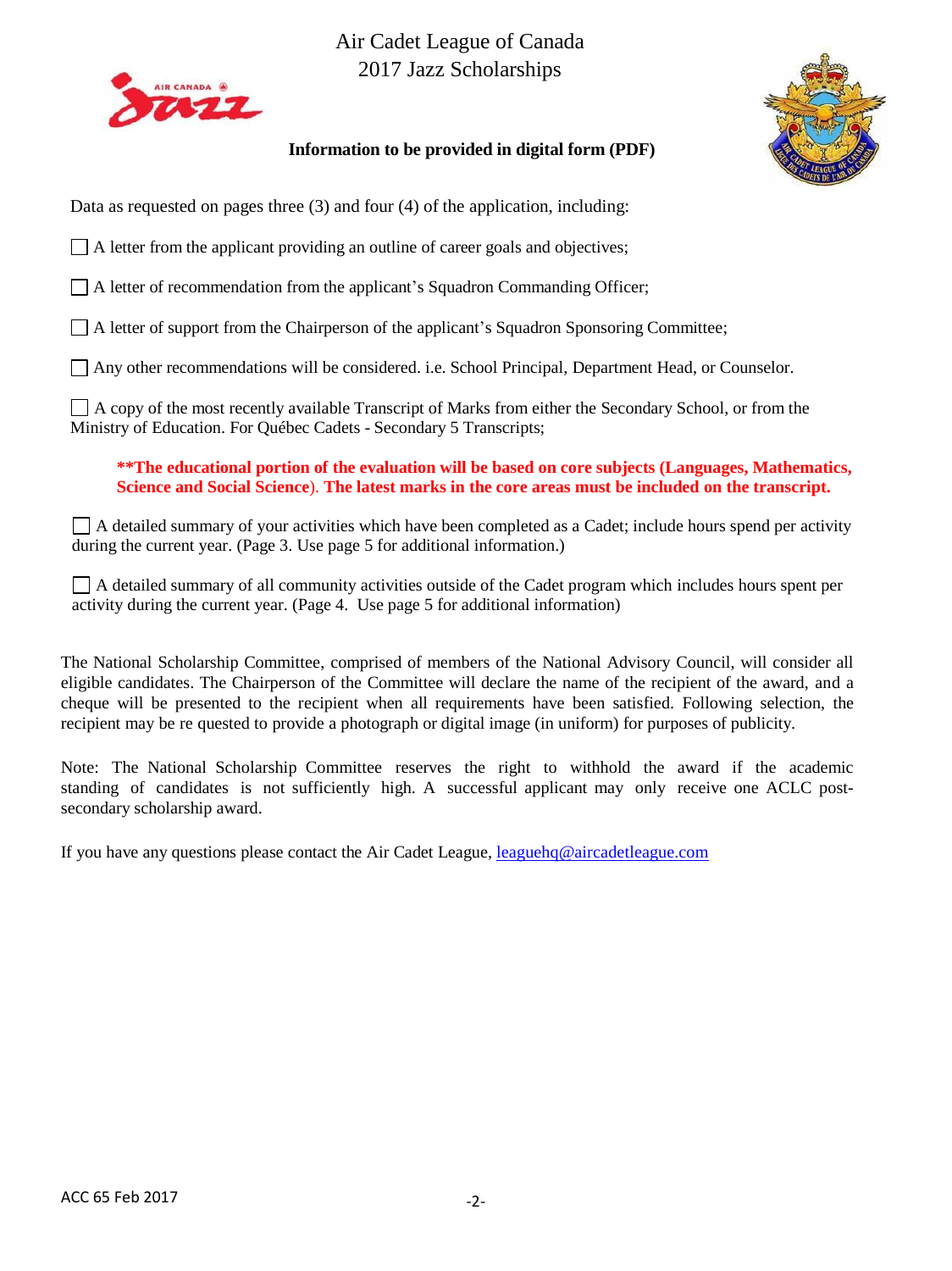# Air Cadet League of Canada
## 2017 Jazz Scholarships

**Information to be provided in digital form (PDF)**

Data as requested on pages three (3) and four (4) of the application, including:

- ☐ A letter from the applicant providing an outline of career goals and objectives;
- ☐ A letter of recommendation from the applicant's Squadron Commanding Officer;
- ☐ A letter of support from the Chairperson of the applicant's Squadron Sponsoring Committee;
- ☐ Any other recommendations will be considered. i.e. School Principal, Department Head, or Counselor.
- ☐ A copy of the most recently available Transcript of Marks from either the Secondary School, or from the Ministry of Education. For Québec Cadets - Secondary 5 Transcripts;

  **\*\*The educational portion of the evaluation will be based on core subjects (Languages, Mathematics, Science and Social Science). The latest marks in the core areas must be included on the transcript.**

- ☐ A detailed summary of your activities which have been completed as a Cadet; include hours spend per activity during the current year. (Page 3. Use page 5 for additional information.)
- ☐ A detailed summary of all community activities outside of the Cadet program which includes hours spent per activity during the current year. (Page 4. Use page 5 for additional information)

The National Scholarship Committee, comprised of members of the National Advisory Council, will consider all eligible candidates. The Chairperson of the Committee will declare the name of the recipient of the award, and a cheque will be presented to the recipient when all requirements have been satisfied. Following selection, the recipient may be re quested to provide a photograph or digital image (in uniform) for purposes of publicity.

Note: The National Scholarship Committee reserves the right to withhold the award if the academic standing of candidates is not sufficiently high. A successful applicant may only receive one ACLC post-secondary scholarship award.

If you have any questions please contact the Air Cadet League, leaguehq@aircadetleague.com

ACC 65 Feb 2017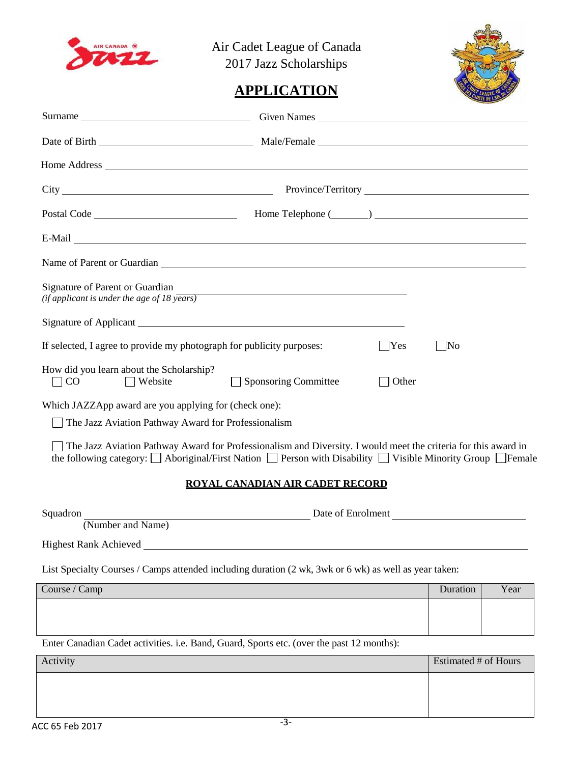Air Cadet League of Canada
2017 Jazz Scholarships

# APPLICATION

Surname ______________________ Given Names ______________________

Date of Birth ______________________ Male/Female ______________________

Home Address ______________________________________________

City ______________________ Province/Territory ______________________

Postal Code ______________________ Home Telephone (_______) ______________________

E-Mail ______________________________________________

Name of Parent or Guardian ______________________________________________

Signature of Parent or Guardian ______________________
*(if applicant is under the age of 18 years)*

Signature of Applicant ______________________

If selected, I agree to provide my photograph for publicity purposes: ☐ Yes ☐ No

How did you learn about the Scholarship?
☐ CO ☐ Website ☐ Sponsoring Committee ☐ Other

Which JAZZApp award are you applying for (check one):

☐ The Jazz Aviation Pathway Award for Professionalism

☐ The Jazz Aviation Pathway Award for Professionalism and Diversity. I would meet the criteria for this award in the following category: ☐ Aboriginal/First Nation ☐ Person with Disability ☐ Visible Minority Group ☐ Female

## ROYAL CANADIAN AIR CADET RECORD

Squadron ______________________ Date of Enrolment ______________________
(Number and Name)

Highest Rank Achieved ______________________

List Specialty Courses / Camps attended including duration (2 wk, 3wk or 6 wk) as well as year taken:

| Course / Camp | Duration | Year |
|---|---|---|
| | | |

Enter Canadian Cadet activities. i.e. Band, Guard, Sports etc. (over the past 12 months):

| Activity | Estimated # of Hours |
|---|---|
| | |

ACC 65 Feb 2017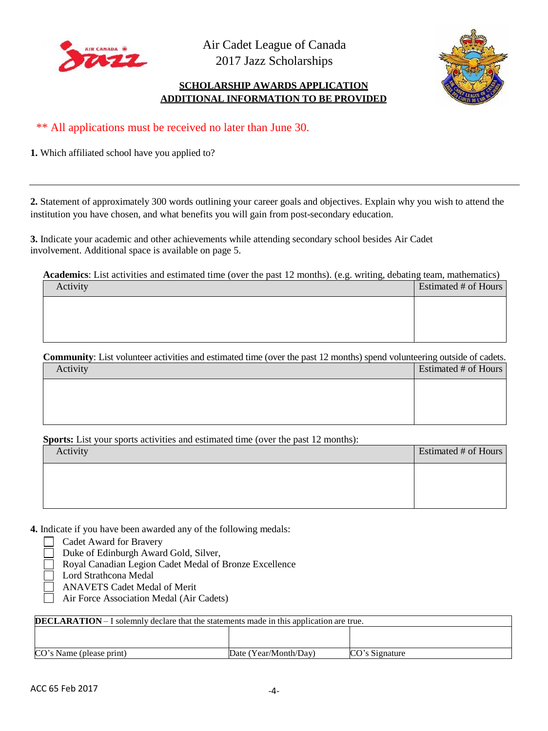# Air Cadet League of Canada
## 2017 Jazz Scholarships

**SCHOLARSHIP AWARDS APPLICATION**
**ADDITIONAL INFORMATION TO BE PROVIDED**

** All applications must be received no later than June 30.

**1.** Which affiliated school have you applied to?

---

**2.** Statement of approximately 300 words outlining your career goals and objectives. Explain why you wish to attend the institution you have chosen, and what benefits you will gain from post-secondary education.

**3.** Indicate your academic and other achievements while attending secondary school besides Air Cadet involvement. Additional space is available on page 5.

**Academics**: List activities and estimated time (over the past 12 months). (e.g. writing, debating team, mathematics)

| Activity | Estimated # of Hours |
|---|---|
| | |

**Community**: List volunteer activities and estimated time (over the past 12 months) spend volunteering outside of cadets.

| Activity | Estimated # of Hours |
|---|---|
| | |

**Sports:** List your sports activities and estimated time (over the past 12 months):

| Activity | Estimated # of Hours |
|---|---|
| | |

**4.** Indicate if you have been awarded any of the following medals:

- ☐ Cadet Award for Bravery
- ☐ Duke of Edinburgh Award Gold, Silver,
- ☐ Royal Canadian Legion Cadet Medal of Bronze Excellence
- ☐ Lord Strathcona Medal
- ☐ ANAVETS Cadet Medal of Merit
- ☐ Air Force Association Medal (Air Cadets)

| **DECLARATION** – I solemnly declare that the statements made in this application are true. | | |
|---|---|---|
| | | |
| CO's Name (please print) | Date (Year/Month/Day) | CO's Signature |

ACC 65 Feb 2017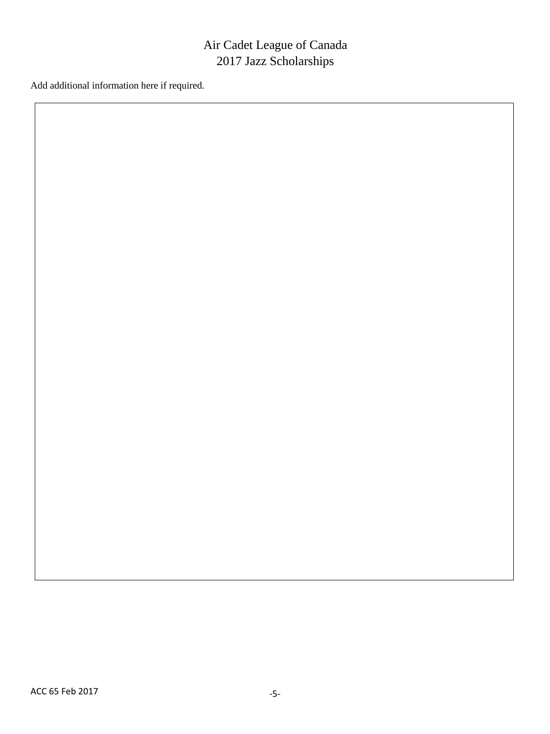Air Cadet League of Canada
2017 Jazz Scholarships

Add additional information here if required.